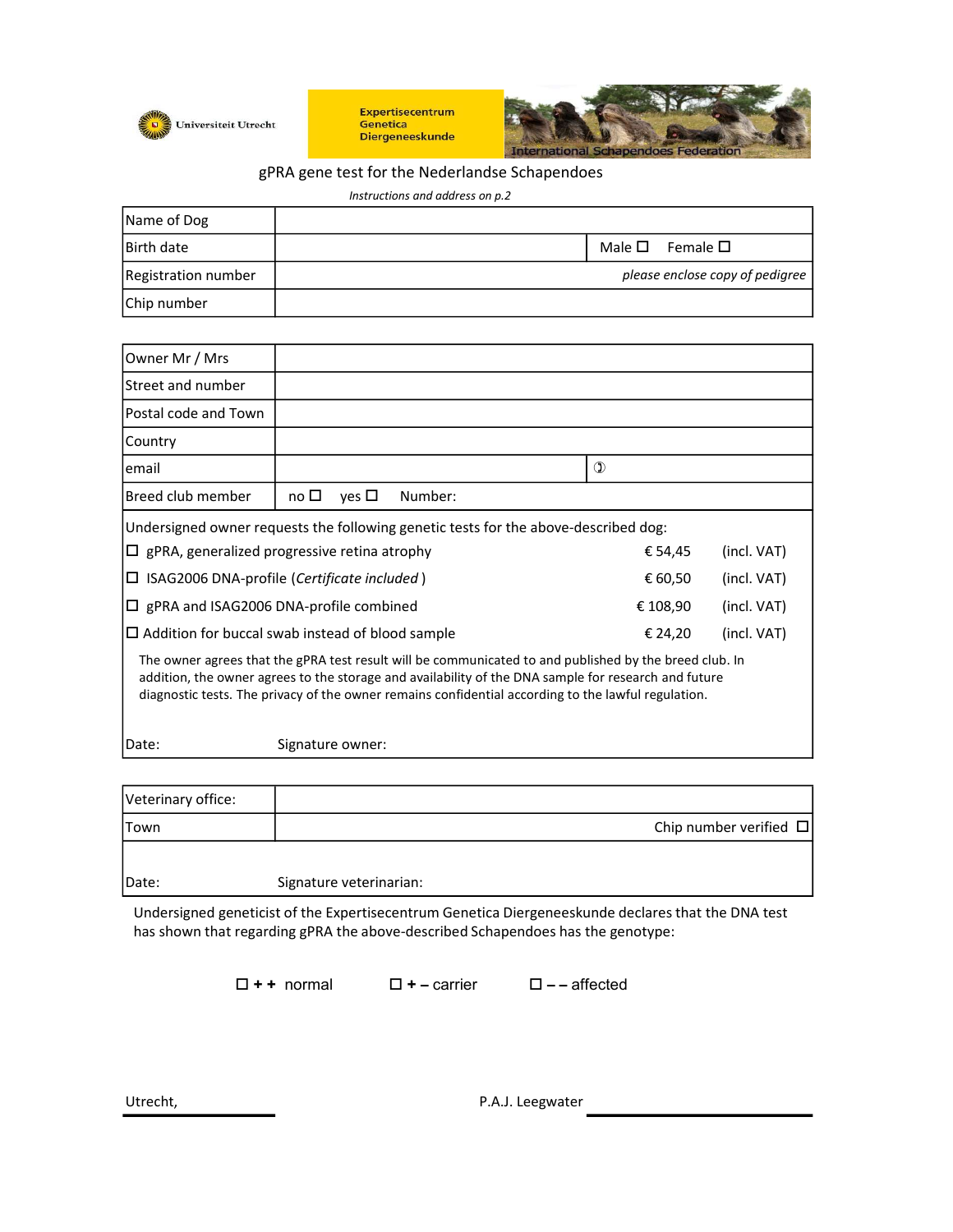Universiteit Utrecht

Expertisecentrum Genetica Diergeneeskunde

International Schapendoes Federation

# gPRA gene test for the Nederlandse Schapendoes

*Instructions and address on p.2*

| Name of Dog | | |
|---|---|---|
| Birth date | | Male ☐ Female ☐ |
| Registration number | | *please enclose copy of pedigree* |
| Chip number | | |

| Owner Mr / Mrs | | |
|---|---|---|
| Street and number | | |
| Postal code and Town | | |
| Country | | |
| email | | ✆ |
| Breed club member | no ☐ yes ☐ Number: | |

Undersigned owner requests the following genetic tests for the above-described dog:

| | | |
|---|---|---|
| ☐ gPRA, generalized progressive retina atrophy | € 54,45 | (incl. VAT) |
| ☐ ISAG2006 DNA-profile (*Certificate included* ) | € 60,50 | (incl. VAT) |
| ☐ gPRA and ISAG2006 DNA-profile combined | € 108,90 | (incl. VAT) |
| ☐ Addition for buccal swab instead of blood sample | € 24,20 | (incl. VAT) |

The owner agrees that the gPRA test result will be communicated to and published by the breed club. In addition, the owner agrees to the storage and availability of the DNA sample for research and future diagnostic tests. The privacy of the owner remains confidential according to the lawful regulation.

Date: Signature owner:

| Veterinary office: | |
|---|---|
| Town | Chip number verified ☐ |

Date: Signature veterinarian:

Undersigned geneticist of the Expertisecentrum Genetica Diergeneeskunde declares that the DNA test has shown that regarding gPRA the above-described Schapendoes has the genotype:

☐ + + normal ☐ + – carrier ☐ – – affected

Utrecht, P.A.J. Leegwater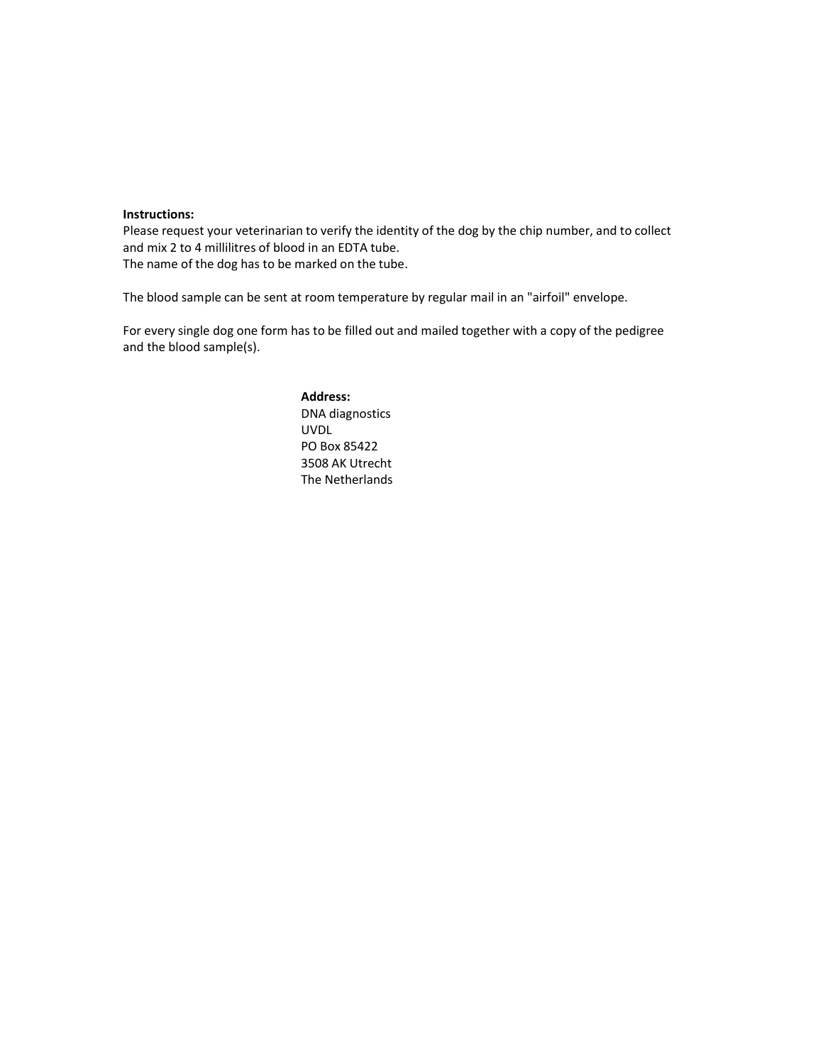**Instructions:**

Please request your veterinarian to verify the identity of the dog by the chip number, and to collect and mix 2 to 4 millilitres of blood in an EDTA tube.
The name of the dog has to be marked on the tube.

The blood sample can be sent at room temperature by regular mail in an "airfoil" envelope.

For every single dog one form has to be filled out and mailed together with a copy of the pedigree and the blood sample(s).

**Address:**
DNA diagnostics
UVDL
PO Box 85422
3508 AK Utrecht
The Netherlands